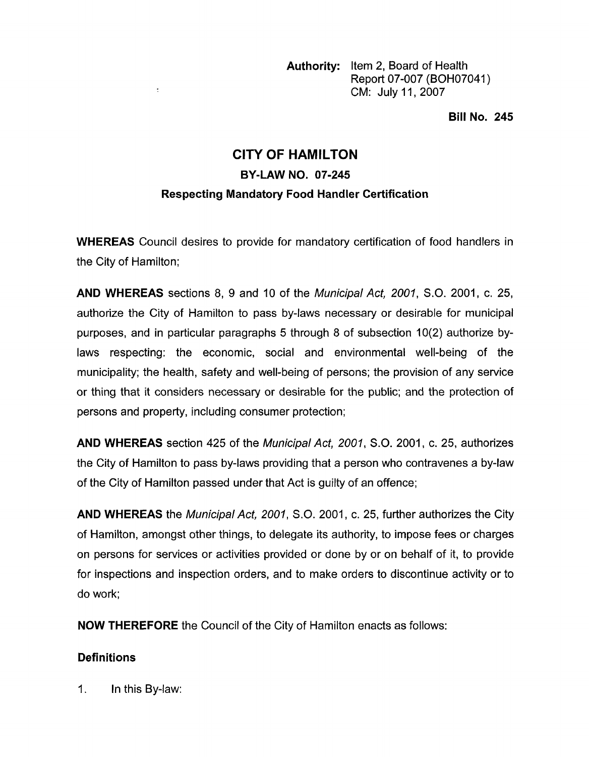**Authority:** Item 2, Board of Health
Report 07-007 (BOH07041)
CM: July 11, 2007

**Bill No. 245**

# CITY OF HAMILTON

## BY-LAW NO. 07-245

### Respecting Mandatory Food Handler Certification

**WHEREAS** Council desires to provide for mandatory certification of food handlers in the City of Hamilton;

**AND WHEREAS** sections 8, 9 and 10 of the *Municipal Act, 2001*, S.O. 2001, c. 25, authorize the City of Hamilton to pass by-laws necessary or desirable for municipal purposes, and in particular paragraphs 5 through 8 of subsection 10(2) authorize by-laws respecting: the economic, social and environmental well-being of the municipality; the health, safety and well-being of persons; the provision of any service or thing that it considers necessary or desirable for the public; and the protection of persons and property, including consumer protection;

**AND WHEREAS** section 425 of the *Municipal Act, 2001*, S.O. 2001, c. 25, authorizes the City of Hamilton to pass by-laws providing that a person who contravenes a by-law of the City of Hamilton passed under that Act is guilty of an offence;

**AND WHEREAS** the *Municipal Act, 2001*, S.O. 2001, c. 25, further authorizes the City of Hamilton, amongst other things, to delegate its authority, to impose fees or charges on persons for services or activities provided or done by or on behalf of it, to provide for inspections and inspection orders, and to make orders to discontinue activity or to do work;

**NOW THEREFORE** the Council of the City of Hamilton enacts as follows:

### Definitions

1. In this By-law: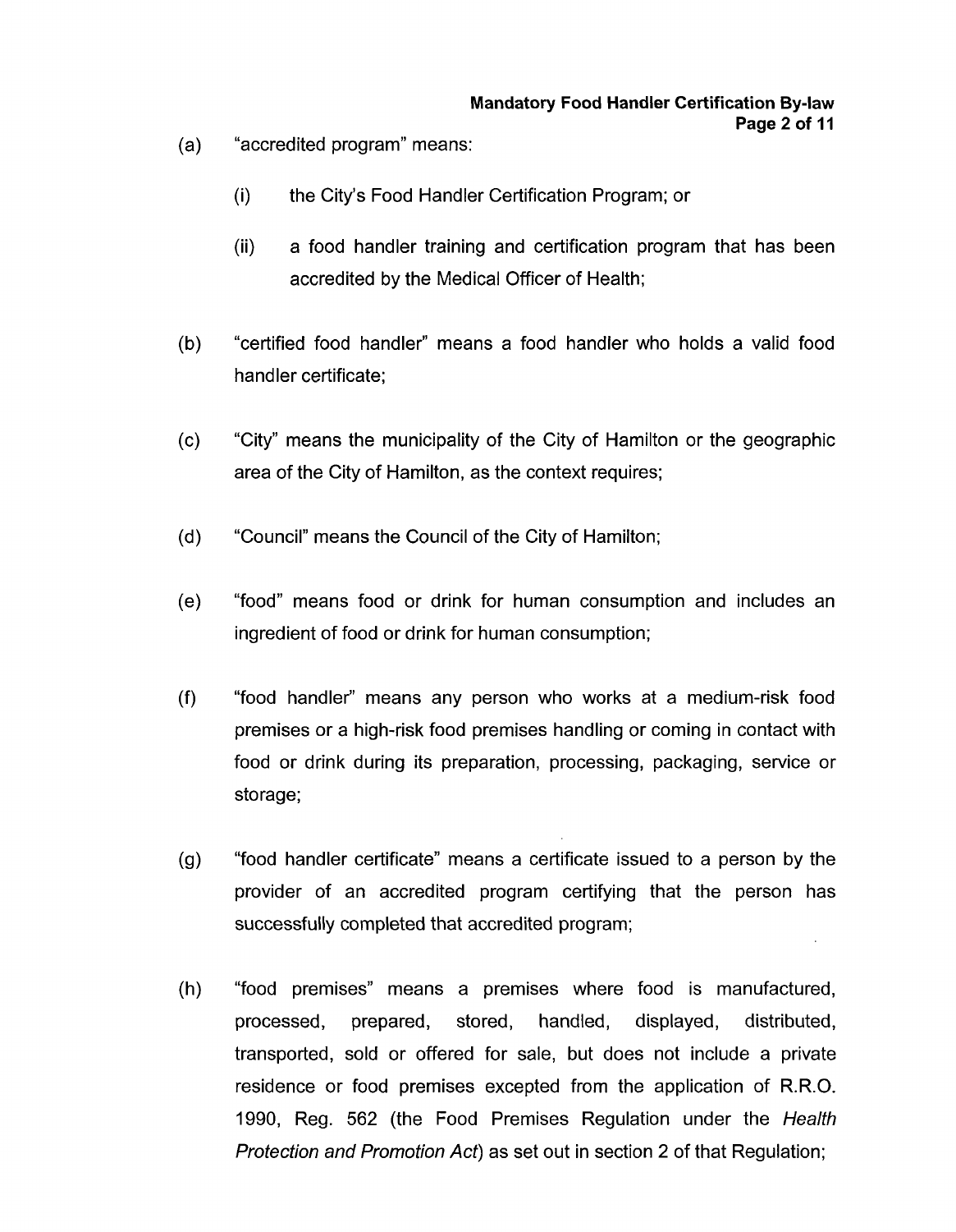(a) "accredited program" means:

   (i) the City's Food Handler Certification Program; or

   (ii) a food handler training and certification program that has been accredited by the Medical Officer of Health;

(b) "certified food handler" means a food handler who holds a valid food handler certificate;

(c) "City" means the municipality of the City of Hamilton or the geographic area of the City of Hamilton, as the context requires;

(d) "Council" means the Council of the City of Hamilton;

(e) "food" means food or drink for human consumption and includes an ingredient of food or drink for human consumption;

(f) "food handler" means any person who works at a medium-risk food premises or a high-risk food premises handling or coming in contact with food or drink during its preparation, processing, packaging, service or storage;

(g) "food handler certificate" means a certificate issued to a person by the provider of an accredited program certifying that the person has successfully completed that accredited program;

(h) "food premises" means a premises where food is manufactured, processed, prepared, stored, handled, displayed, distributed, transported, sold or offered for sale, but does not include a private residence or food premises excepted from the application of R.R.O. 1990, Reg. 562 (the Food Premises Regulation under the *Health Protection and Promotion Act*) as set out in section 2 of that Regulation;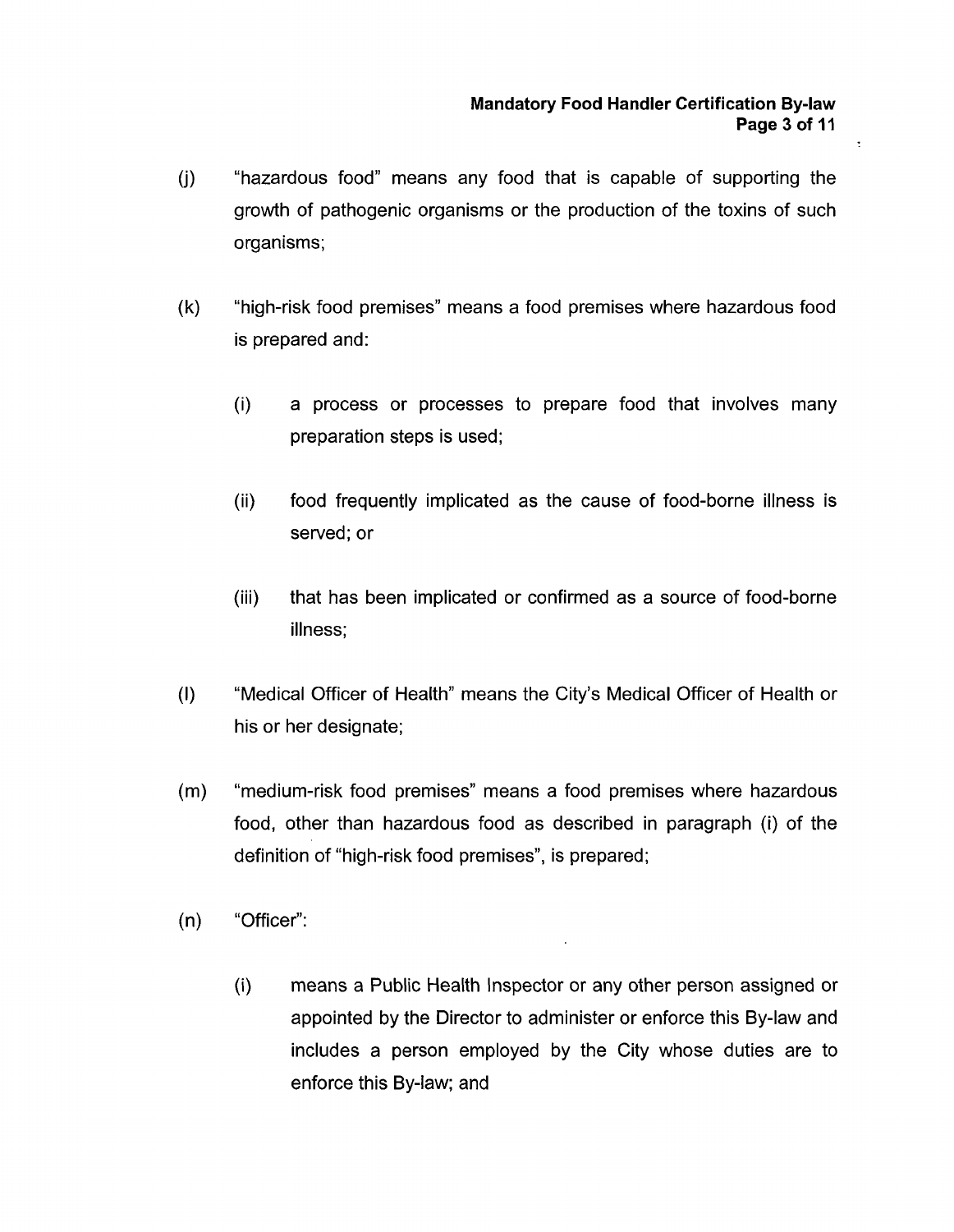(j) "hazardous food" means any food that is capable of supporting the growth of pathogenic organisms or the production of the toxins of such organisms;

(k) "high-risk food premises" means a food premises where hazardous food is prepared and:

   (i) a process or processes to prepare food that involves many preparation steps is used;

   (ii) food frequently implicated as the cause of food-borne illness is served; or

   (iii) that has been implicated or confirmed as a source of food-borne illness;

(l) "Medical Officer of Health" means the City's Medical Officer of Health or his or her designate;

(m) "medium-risk food premises" means a food premises where hazardous food, other than hazardous food as described in paragraph (i) of the definition of "high-risk food premises", is prepared;

(n) "Officer":

   (i) means a Public Health Inspector or any other person assigned or appointed by the Director to administer or enforce this By-law and includes a person employed by the City whose duties are to enforce this By-law; and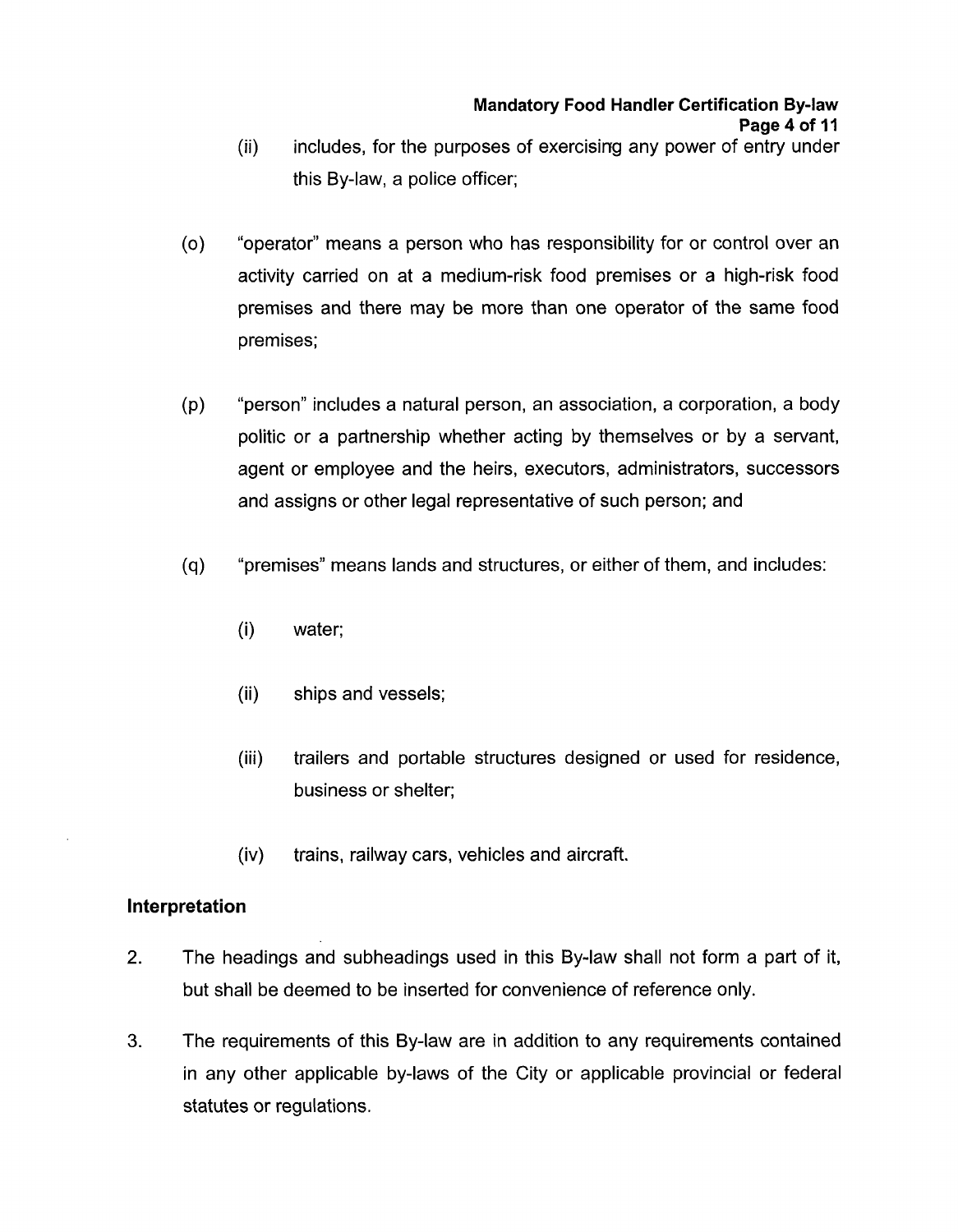(ii) includes, for the purposes of exercising any power of entry under this By-law, a police officer;

(o) "operator" means a person who has responsibility for or control over an activity carried on at a medium-risk food premises or a high-risk food premises and there may be more than one operator of the same food premises;

(p) "person" includes a natural person, an association, a corporation, a body politic or a partnership whether acting by themselves or by a servant, agent or employee and the heirs, executors, administrators, successors and assigns or other legal representative of such person; and

(q) "premises" means lands and structures, or either of them, and includes:

(i) water;

(ii) ships and vessels;

(iii) trailers and portable structures designed or used for residence, business or shelter;

(iv) trains, railway cars, vehicles and aircraft.

## Interpretation

2. The headings and subheadings used in this By-law shall not form a part of it, but shall be deemed to be inserted for convenience of reference only.

3. The requirements of this By-law are in addition to any requirements contained in any other applicable by-laws of the City or applicable provincial or federal statutes or regulations.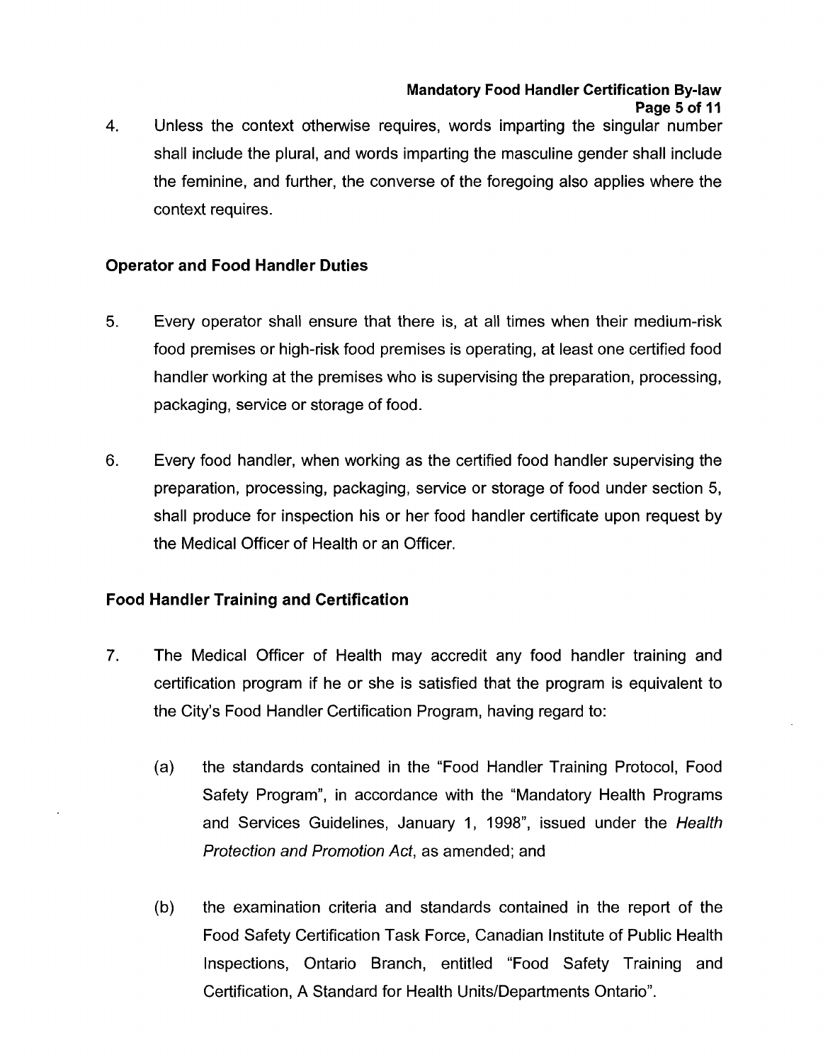4. Unless the context otherwise requires, words imparting the singular number shall include the plural, and words imparting the masculine gender shall include the feminine, and further, the converse of the foregoing also applies where the context requires.

## Operator and Food Handler Duties

5. Every operator shall ensure that there is, at all times when their medium-risk food premises or high-risk food premises is operating, at least one certified food handler working at the premises who is supervising the preparation, processing, packaging, service or storage of food.

6. Every food handler, when working as the certified food handler supervising the preparation, processing, packaging, service or storage of food under section 5, shall produce for inspection his or her food handler certificate upon request by the Medical Officer of Health or an Officer.

## Food Handler Training and Certification

7. The Medical Officer of Health may accredit any food handler training and certification program if he or she is satisfied that the program is equivalent to the City's Food Handler Certification Program, having regard to:

   (a) the standards contained in the "Food Handler Training Protocol, Food Safety Program", in accordance with the "Mandatory Health Programs and Services Guidelines, January 1, 1998", issued under the *Health Protection and Promotion Act*, as amended; and

   (b) the examination criteria and standards contained in the report of the Food Safety Certification Task Force, Canadian Institute of Public Health Inspections, Ontario Branch, entitled "Food Safety Training and Certification, A Standard for Health Units/Departments Ontario".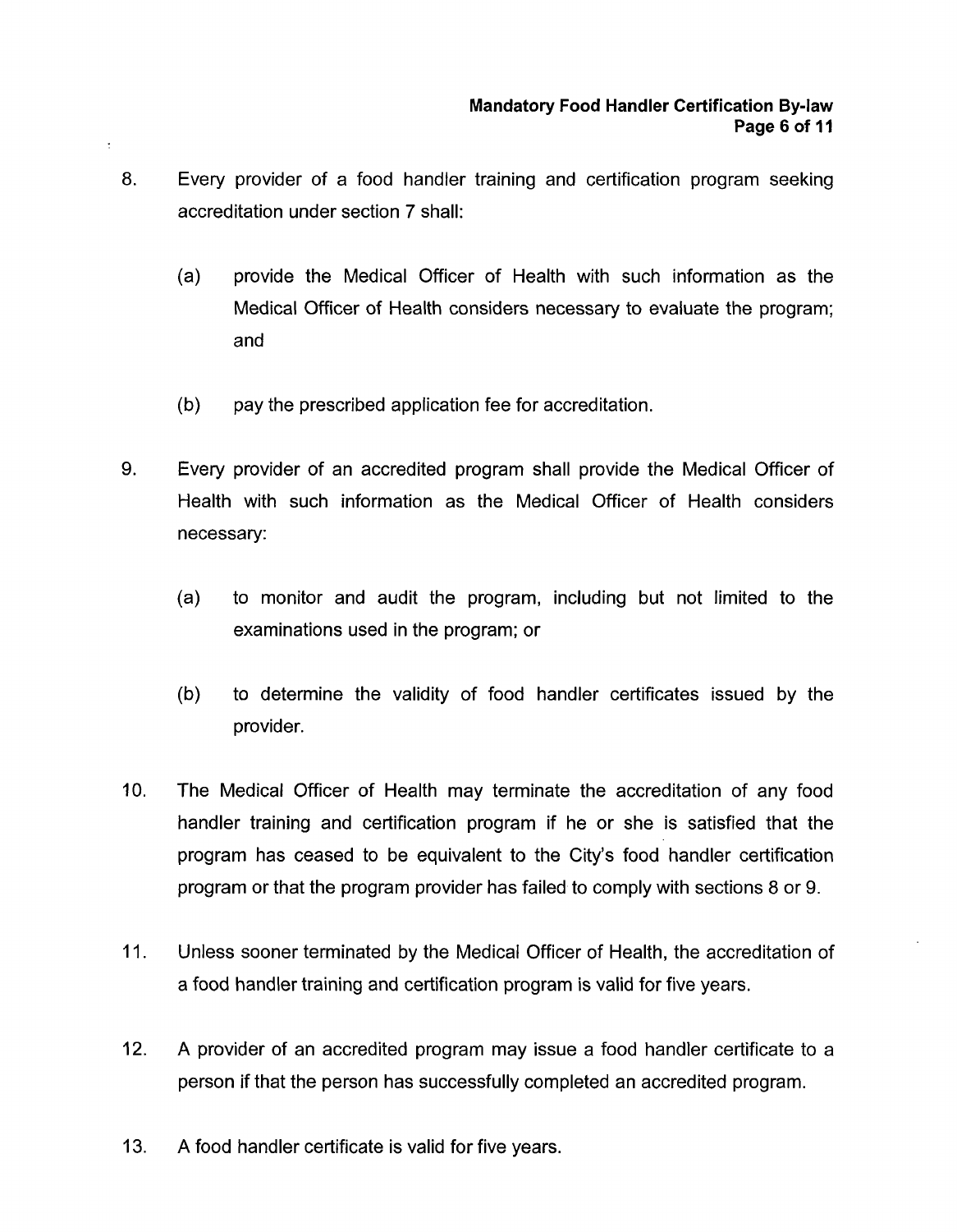8. Every provider of a food handler training and certification program seeking accreditation under section 7 shall:

   (a) provide the Medical Officer of Health with such information as the Medical Officer of Health considers necessary to evaluate the program; and

   (b) pay the prescribed application fee for accreditation.

9. Every provider of an accredited program shall provide the Medical Officer of Health with such information as the Medical Officer of Health considers necessary:

   (a) to monitor and audit the program, including but not limited to the examinations used in the program; or

   (b) to determine the validity of food handler certificates issued by the provider.

10. The Medical Officer of Health may terminate the accreditation of any food handler training and certification program if he or she is satisfied that the program has ceased to be equivalent to the City's food handler certification program or that the program provider has failed to comply with sections 8 or 9.

11. Unless sooner terminated by the Medical Officer of Health, the accreditation of a food handler training and certification program is valid for five years.

12. A provider of an accredited program may issue a food handler certificate to a person if that the person has successfully completed an accredited program.

13. A food handler certificate is valid for five years.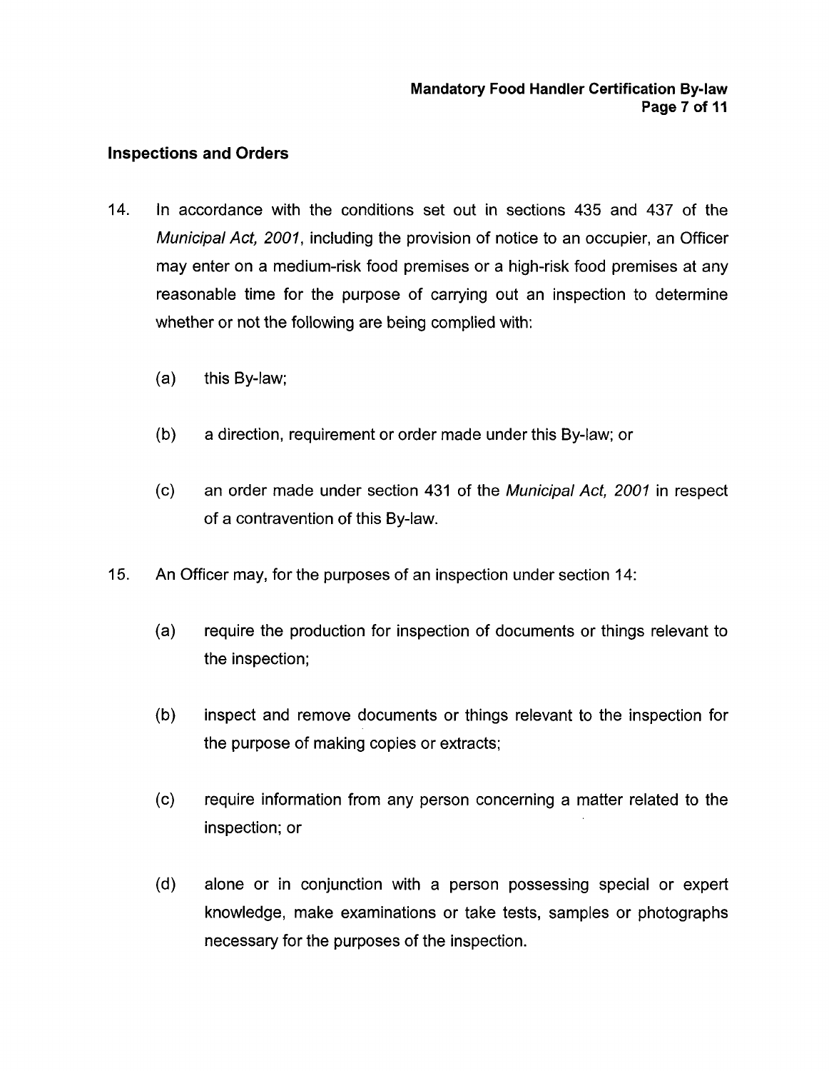## Inspections and Orders

14. In accordance with the conditions set out in sections 435 and 437 of the *Municipal Act, 2001*, including the provision of notice to an occupier, an Officer may enter on a medium-risk food premises or a high-risk food premises at any reasonable time for the purpose of carrying out an inspection to determine whether or not the following are being complied with:

    (a) this By-law;

    (b) a direction, requirement or order made under this By-law; or

    (c) an order made under section 431 of the *Municipal Act, 2001* in respect of a contravention of this By-law.

15. An Officer may, for the purposes of an inspection under section 14:

    (a) require the production for inspection of documents or things relevant to the inspection;

    (b) inspect and remove documents or things relevant to the inspection for the purpose of making copies or extracts;

    (c) require information from any person concerning a matter related to the inspection; or

    (d) alone or in conjunction with a person possessing special or expert knowledge, make examinations or take tests, samples or photographs necessary for the purposes of the inspection.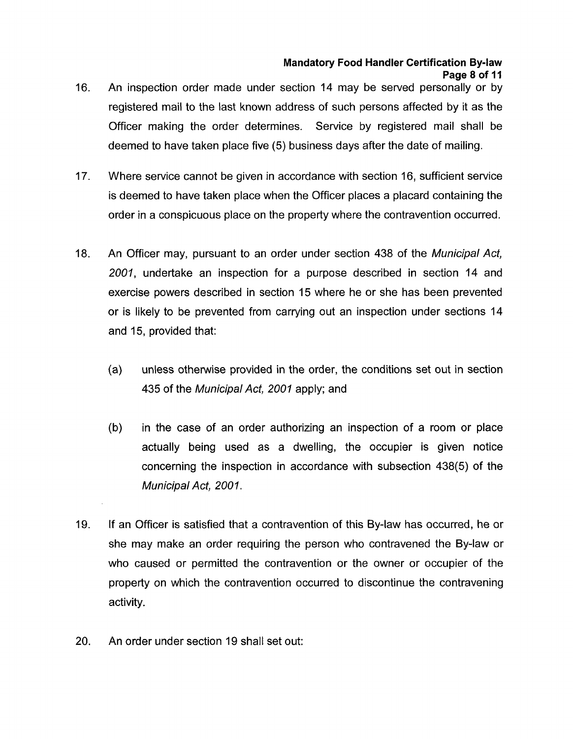16. An inspection order made under section 14 may be served personally or by registered mail to the last known address of such persons affected by it as the Officer making the order determines. Service by registered mail shall be deemed to have taken place five (5) business days after the date of mailing.

17. Where service cannot be given in accordance with section 16, sufficient service is deemed to have taken place when the Officer places a placard containing the order in a conspicuous place on the property where the contravention occurred.

18. An Officer may, pursuant to an order under section 438 of the *Municipal Act, 2001*, undertake an inspection for a purpose described in section 14 and exercise powers described in section 15 where he or she has been prevented or is likely to be prevented from carrying out an inspection under sections 14 and 15, provided that:

    (a) unless otherwise provided in the order, the conditions set out in section 435 of the *Municipal Act, 2001* apply; and

    (b) in the case of an order authorizing an inspection of a room or place actually being used as a dwelling, the occupier is given notice concerning the inspection in accordance with subsection 438(5) of the *Municipal Act, 2001*.

19. If an Officer is satisfied that a contravention of this By-law has occurred, he or she may make an order requiring the person who contravened the By-law or who caused or permitted the contravention or the owner or occupier of the property on which the contravention occurred to discontinue the contravening activity.

20. An order under section 19 shall set out: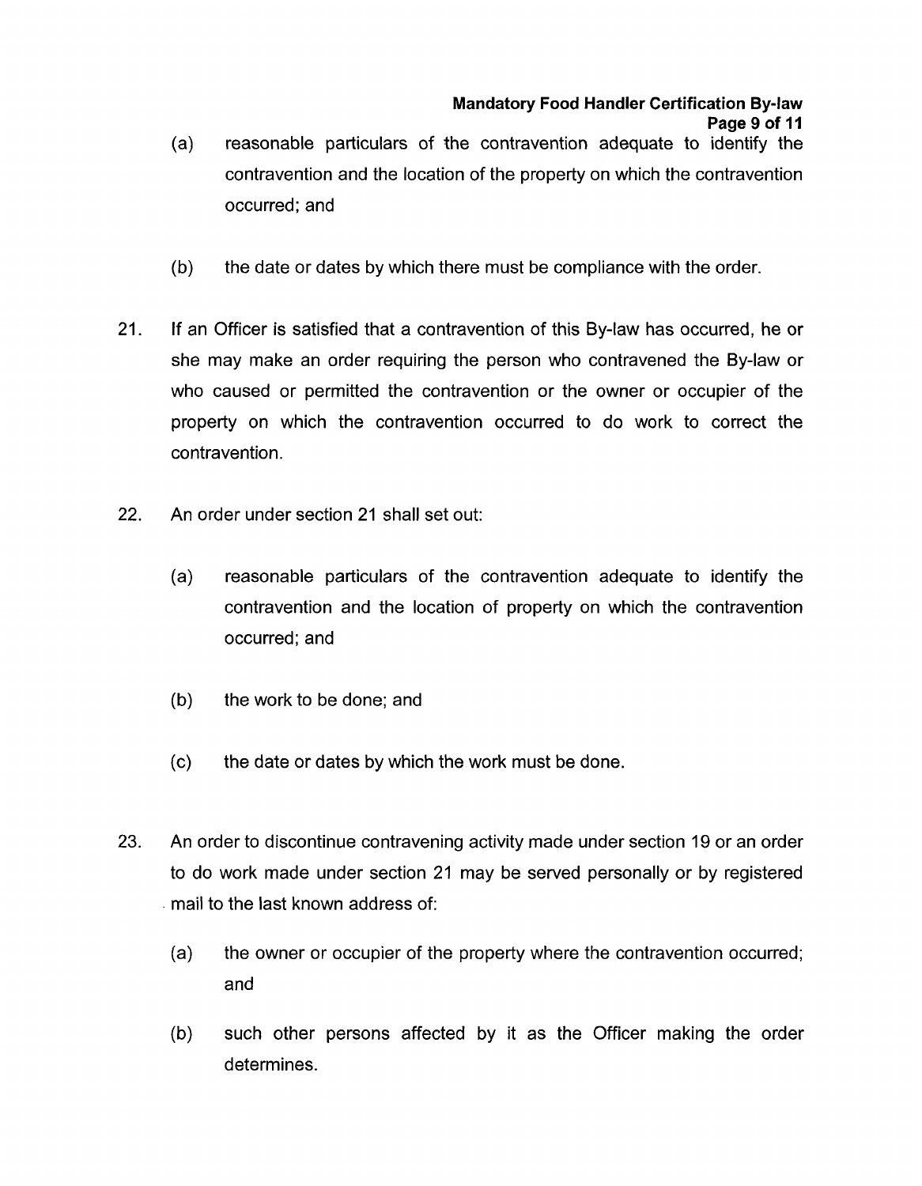(a) reasonable particulars of the contravention adequate to identify the contravention and the location of the property on which the contravention occurred; and

(b) the date or dates by which there must be compliance with the order.

21. If an Officer is satisfied that a contravention of this By-law has occurred, he or she may make an order requiring the person who contravened the By-law or who caused or permitted the contravention or the owner or occupier of the property on which the contravention occurred to do work to correct the contravention.

22. An order under section 21 shall set out:

(a) reasonable particulars of the contravention adequate to identify the contravention and the location of property on which the contravention occurred; and

(b) the work to be done; and

(c) the date or dates by which the work must be done.

23. An order to discontinue contravening activity made under section 19 or an order to do work made under section 21 may be served personally or by registered mail to the last known address of:

(a) the owner or occupier of the property where the contravention occurred; and

(b) such other persons affected by it as the Officer making the order determines.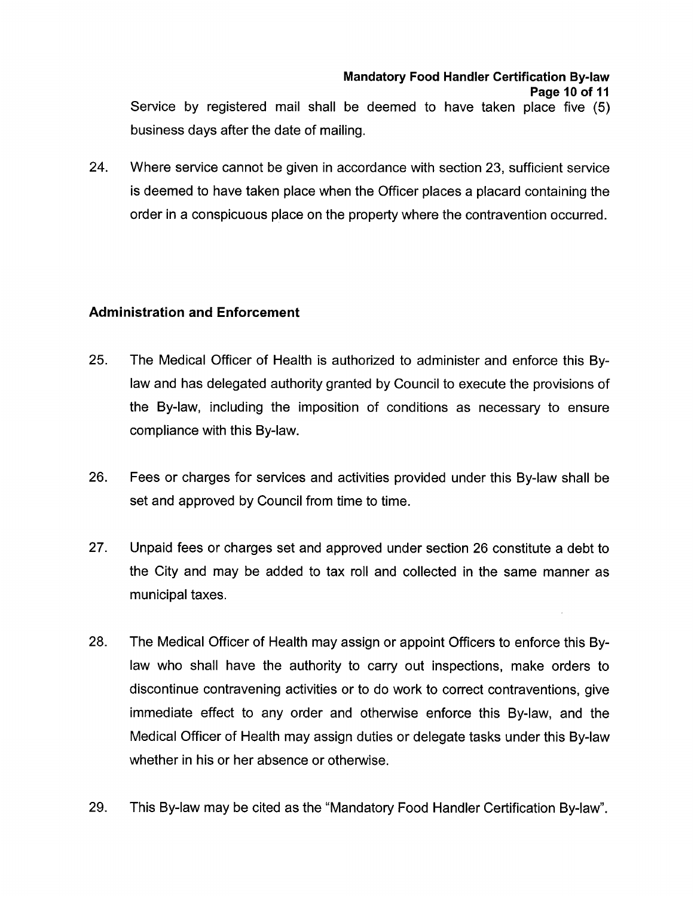Service by registered mail shall be deemed to have taken place five (5) business days after the date of mailing.

24. Where service cannot be given in accordance with section 23, sufficient service is deemed to have taken place when the Officer places a placard containing the order in a conspicuous place on the property where the contravention occurred.

## Administration and Enforcement

25. The Medical Officer of Health is authorized to administer and enforce this By-law and has delegated authority granted by Council to execute the provisions of the By-law, including the imposition of conditions as necessary to ensure compliance with this By-law.

26. Fees or charges for services and activities provided under this By-law shall be set and approved by Council from time to time.

27. Unpaid fees or charges set and approved under section 26 constitute a debt to the City and may be added to tax roll and collected in the same manner as municipal taxes.

28. The Medical Officer of Health may assign or appoint Officers to enforce this By-law who shall have the authority to carry out inspections, make orders to discontinue contravening activities or to do work to correct contraventions, give immediate effect to any order and otherwise enforce this By-law, and the Medical Officer of Health may assign duties or delegate tasks under this By-law whether in his or her absence or otherwise.

29. This By-law may be cited as the "Mandatory Food Handler Certification By-law".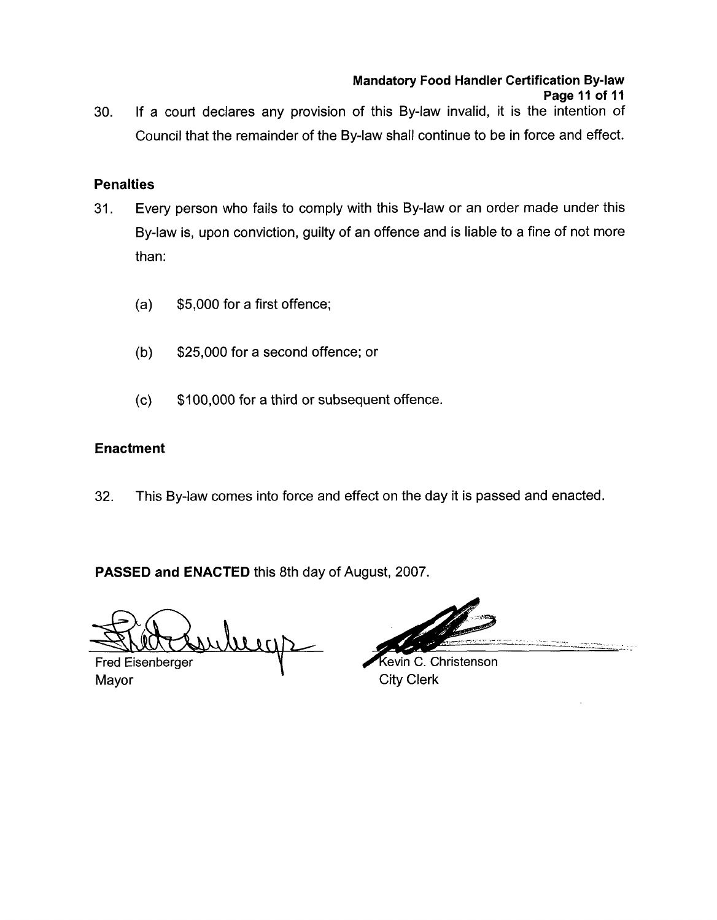30. If a court declares any provision of this By-law invalid, it is the intention of Council that the remainder of the By-law shall continue to be in force and effect.

## Penalties

31. Every person who fails to comply with this By-law or an order made under this By-law is, upon conviction, guilty of an offence and is liable to a fine of not more than:

    (a) $5,000 for a first offence;

    (b) $25,000 for a second offence; or

    (c) $100,000 for a third or subsequent offence.

## Enactment

32. This By-law comes into force and effect on the day it is passed and enacted.

**PASSED and ENACTED** this 8th day of August, 2007.

Fred Eisenberger
Mayor

Kevin C. Christenson
City Clerk